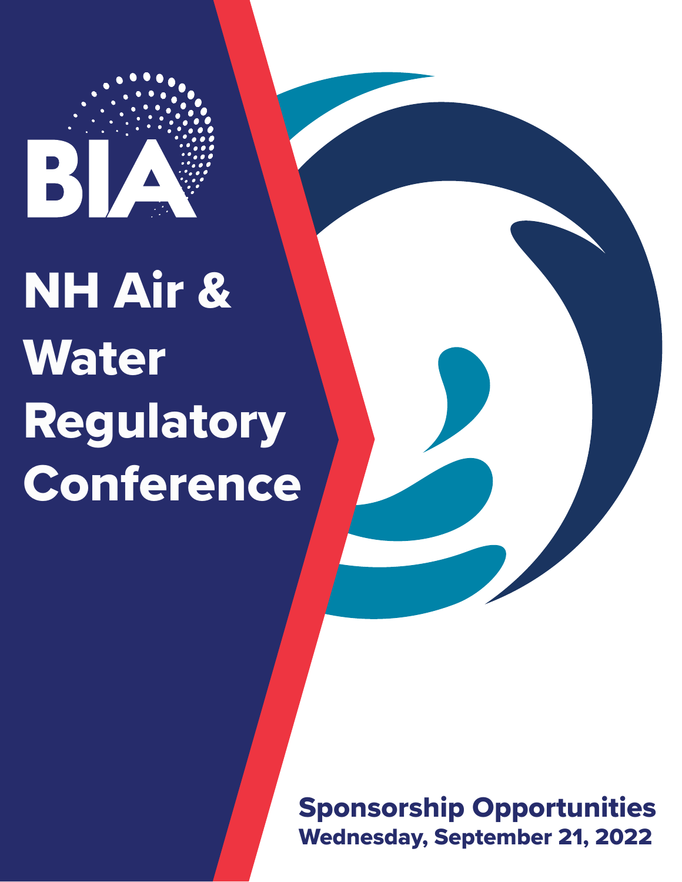BIA

# NH Air & Water Regulatory Conference

## Sponsorship Opportunities

**Wednesday, September 21, 2022**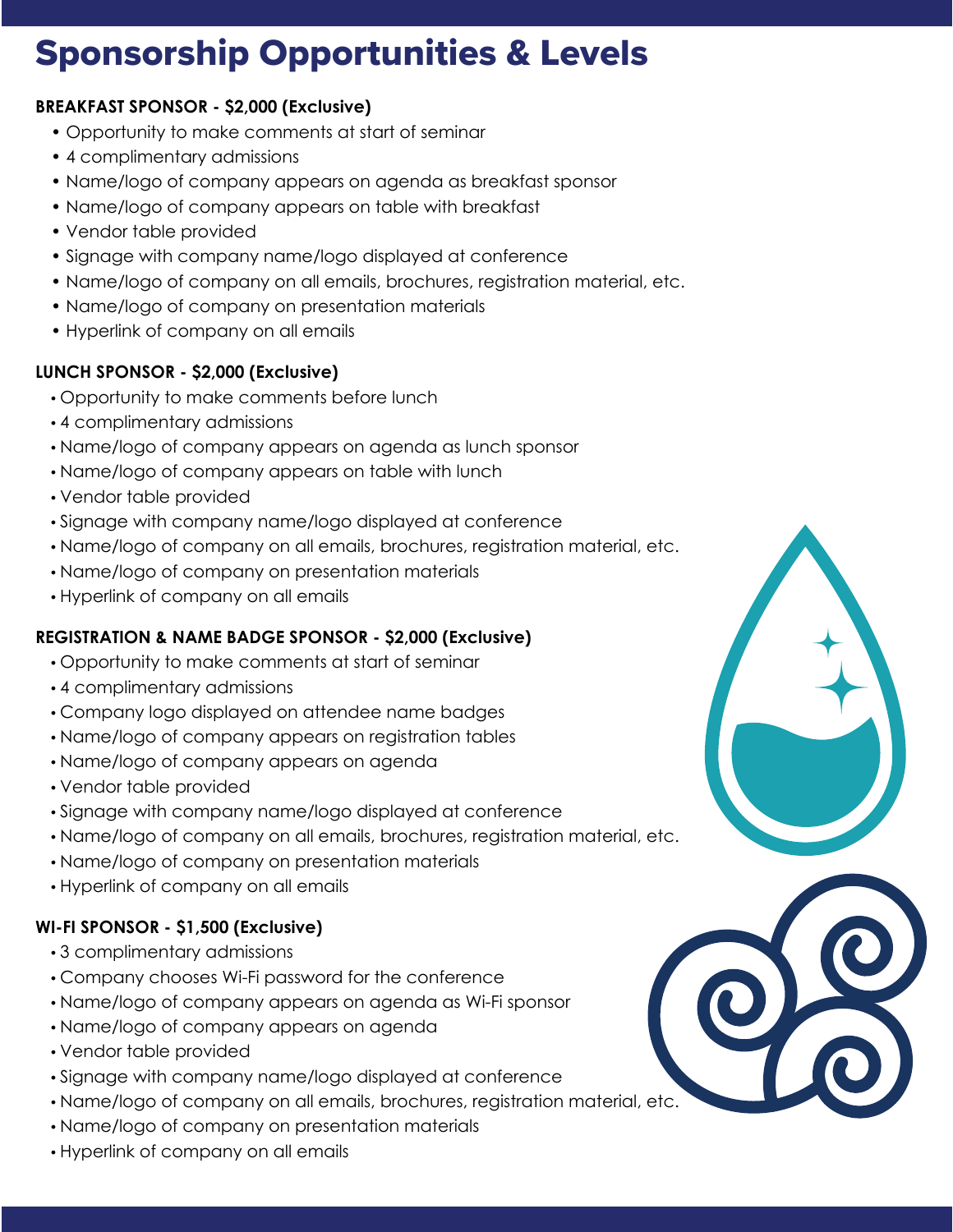# Sponsorship Opportunities & Levels

**BREAKFAST SPONSOR - $2,000 (Exclusive)**

- Opportunity to make comments at start of seminar
- 4 complimentary admissions
- Name/logo of company appears on agenda as breakfast sponsor
- Name/logo of company appears on table with breakfast
- Vendor table provided
- Signage with company name/logo displayed at conference
- Name/logo of company on all emails, brochures, registration material, etc.
- Name/logo of company on presentation materials
- Hyperlink of company on all emails

**LUNCH SPONSOR - $2,000 (Exclusive)**

- Opportunity to make comments before lunch
- 4 complimentary admissions
- Name/logo of company appears on agenda as lunch sponsor
- Name/logo of company appears on table with lunch
- Vendor table provided
- Signage with company name/logo displayed at conference
- Name/logo of company on all emails, brochures, registration material, etc.
- Name/logo of company on presentation materials
- Hyperlink of company on all emails

**REGISTRATION & NAME BADGE SPONSOR - $2,000 (Exclusive)**

- Opportunity to make comments at start of seminar
- 4 complimentary admissions
- Company logo displayed on attendee name badges
- Name/logo of company appears on registration tables
- Name/logo of company appears on agenda
- Vendor table provided
- Signage with company name/logo displayed at conference
- Name/logo of company on all emails, brochures, registration material, etc.
- Name/logo of company on presentation materials
- Hyperlink of company on all emails

**WI-FI SPONSOR - $1,500 (Exclusive)**

- 3 complimentary admissions
- Company chooses Wi-Fi password for the conference
- Name/logo of company appears on agenda as Wi-Fi sponsor
- Name/logo of company appears on agenda
- Vendor table provided
- Signage with company name/logo displayed at conference
- Name/logo of company on all emails, brochures, registration material, etc.
- Name/logo of company on presentation materials
- Hyperlink of company on all emails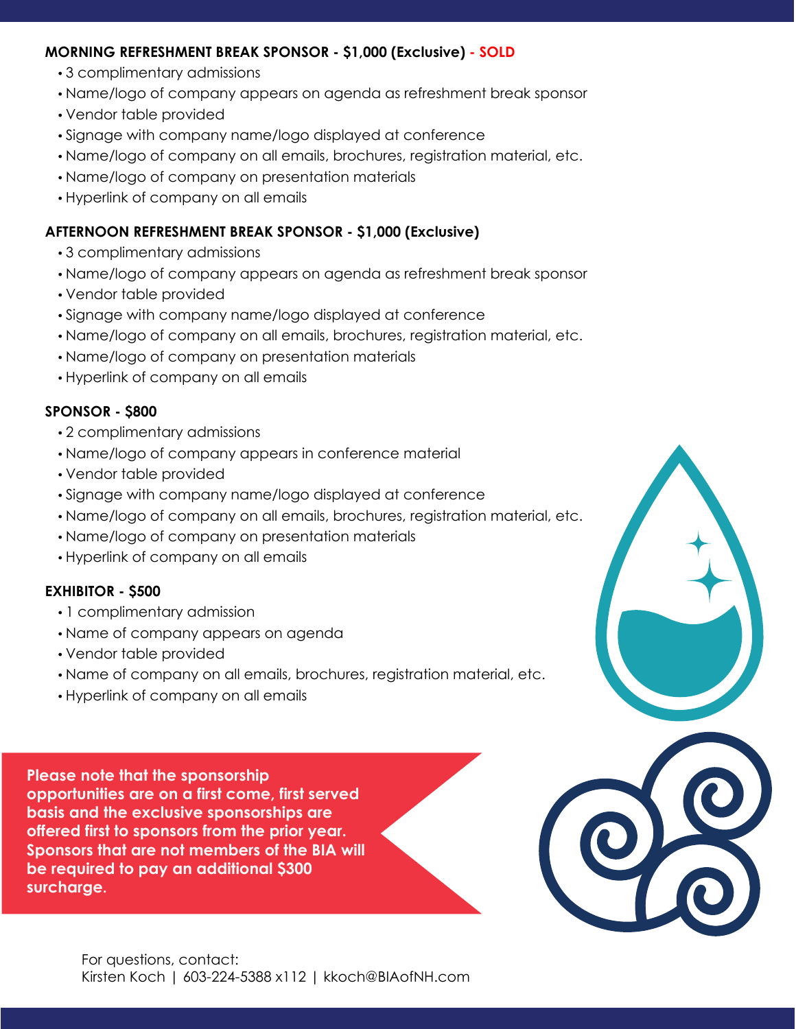**MORNING REFRESHMENT BREAK SPONSOR - $1,000 (Exclusive) - SOLD**

- 3 complimentary admissions
- Name/logo of company appears on agenda as refreshment break sponsor
- Vendor table provided
- Signage with company name/logo displayed at conference
- Name/logo of company on all emails, brochures, registration material, etc.
- Name/logo of company on presentation materials
- Hyperlink of company on all emails

**AFTERNOON REFRESHMENT BREAK SPONSOR - $1,000 (Exclusive)**

- 3 complimentary admissions
- Name/logo of company appears on agenda as refreshment break sponsor
- Vendor table provided
- Signage with company name/logo displayed at conference
- Name/logo of company on all emails, brochures, registration material, etc.
- Name/logo of company on presentation materials
- Hyperlink of company on all emails

**SPONSOR - $800**

- 2 complimentary admissions
- Name/logo of company appears in conference material
- Vendor table provided
- Signage with company name/logo displayed at conference
- Name/logo of company on all emails, brochures, registration material, etc.
- Name/logo of company on presentation materials
- Hyperlink of company on all emails

**EXHIBITOR - $500**

- 1 complimentary admission
- Name of company appears on agenda
- Vendor table provided
- Name of company on all emails, brochures, registration material, etc.
- Hyperlink of company on all emails

**Please note that the sponsorship opportunities are on a first come, first served basis and the exclusive sponsorships are offered first to sponsors from the prior year. Sponsors that are not members of the BIA will be required to pay an additional $300 surcharge.**

For questions, contact:
Kirsten Koch | 603-224-5388 x112 | kkoch@BIAofNH.com